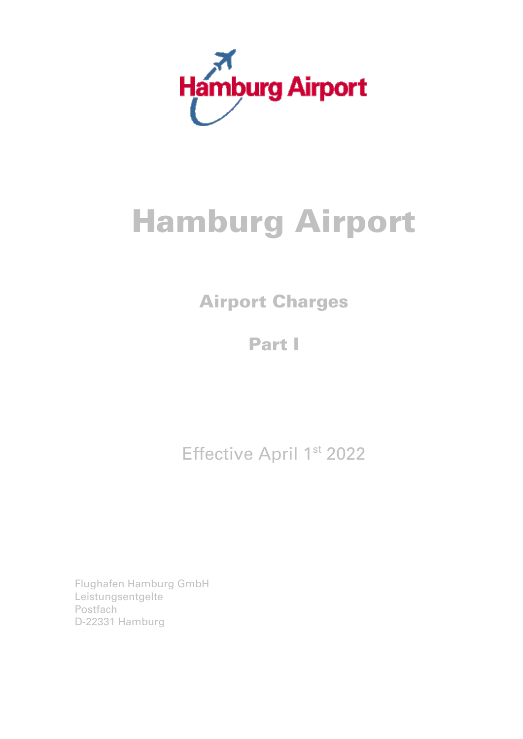# Hamburg Airport

## Airport Charges

## Part I

Effective April 1st 2022

Flughafen Hamburg GmbH
Leistungsentgelte
Postfach
D-22331 Hamburg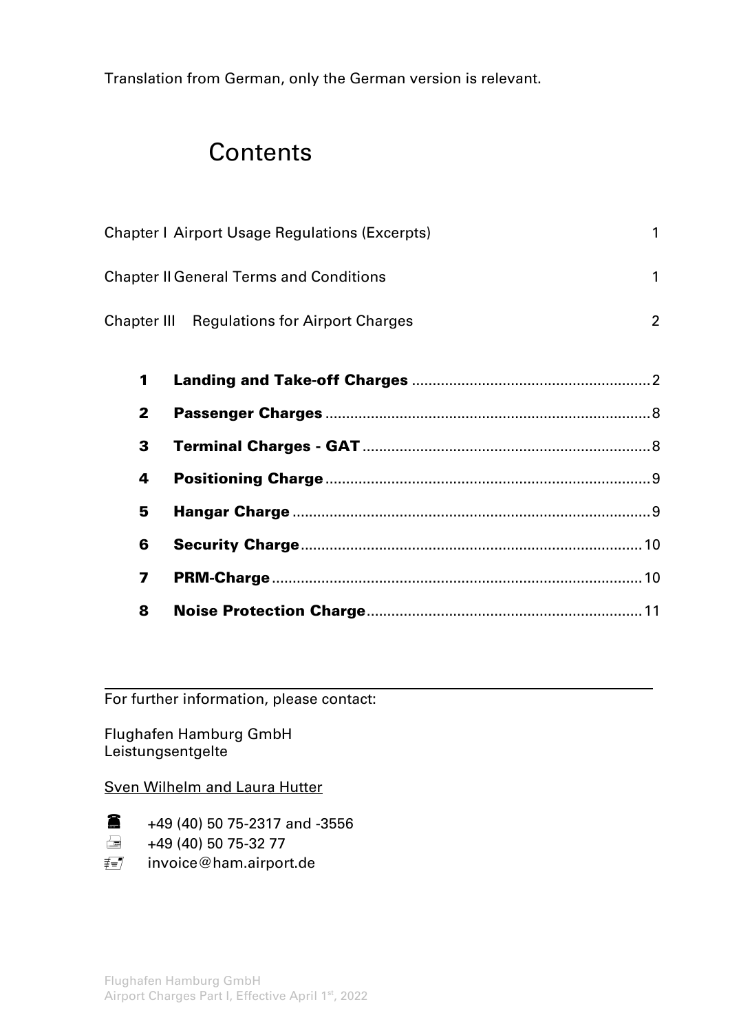Translation from German, only the German version is relevant.

# Contents

| | |
|---|---|
| Chapter I Airport Usage Regulations (Excerpts) | 1 |
| Chapter II General Terms and Conditions | 1 |
| Chapter III Regulations for Airport Charges | 2 |

| | | |
|---|---|---|
| **1** | **Landing and Take-off Charges** | 2 |
| **2** | **Passenger Charges** | 8 |
| **3** | **Terminal Charges - GAT** | 8 |
| **4** | **Positioning Charge** | 9 |
| **5** | **Hangar Charge** | 9 |
| **6** | **Security Charge** | 10 |
| **7** | **PRM-Charge** | 10 |
| **8** | **Noise Protection Charge** | 11 |

---

For further information, please contact:

Flughafen Hamburg GmbH
Leistungsentgelte

Sven Wilhelm and Laura Hutter

☎ +49 (40) 50 75-2317 and -3556
Fax: +49 (40) 50 75-32 77
✉ invoice@ham.airport.de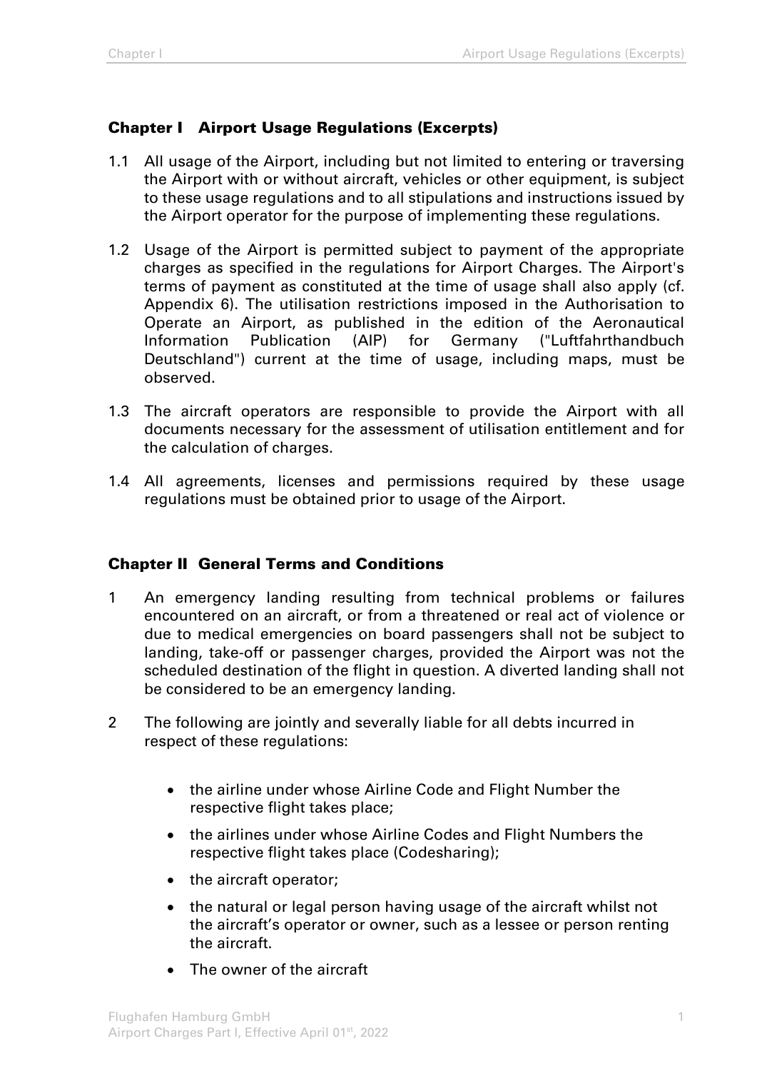## Chapter I Airport Usage Regulations (Excerpts)

1.1 All usage of the Airport, including but not limited to entering or traversing the Airport with or without aircraft, vehicles or other equipment, is subject to these usage regulations and to all stipulations and instructions issued by the Airport operator for the purpose of implementing these regulations.

1.2 Usage of the Airport is permitted subject to payment of the appropriate charges as specified in the regulations for Airport Charges. The Airport's terms of payment as constituted at the time of usage shall also apply (cf. Appendix 6). The utilisation restrictions imposed in the Authorisation to Operate an Airport, as published in the edition of the Aeronautical Information Publication (AIP) for Germany ("Luftfahrthandbuch Deutschland") current at the time of usage, including maps, must be observed.

1.3 The aircraft operators are responsible to provide the Airport with all documents necessary for the assessment of utilisation entitlement and for the calculation of charges.

1.4 All agreements, licenses and permissions required by these usage regulations must be obtained prior to usage of the Airport.

## Chapter II General Terms and Conditions

1 An emergency landing resulting from technical problems or failures encountered on an aircraft, or from a threatened or real act of violence or due to medical emergencies on board passengers shall not be subject to landing, take-off or passenger charges, provided the Airport was not the scheduled destination of the flight in question. A diverted landing shall not be considered to be an emergency landing.

2 The following are jointly and severally liable for all debts incurred in respect of these regulations:

- the airline under whose Airline Code and Flight Number the respective flight takes place;
- the airlines under whose Airline Codes and Flight Numbers the respective flight takes place (Codesharing);
- the aircraft operator;
- the natural or legal person having usage of the aircraft whilst not the aircraft's operator or owner, such as a lessee or person renting the aircraft.
- The owner of the aircraft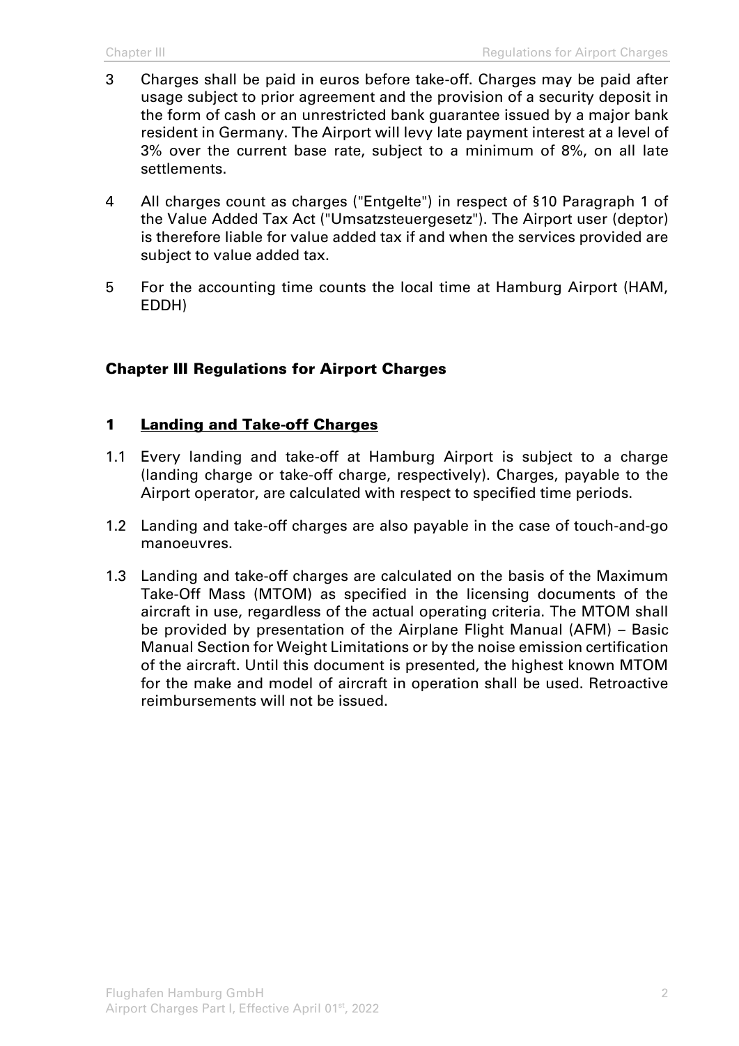3 Charges shall be paid in euros before take-off. Charges may be paid after usage subject to prior agreement and the provision of a security deposit in the form of cash or an unrestricted bank guarantee issued by a major bank resident in Germany. The Airport will levy late payment interest at a level of 3% over the current base rate, subject to a minimum of 8%, on all late settlements.

4 All charges count as charges ("Entgelte") in respect of §10 Paragraph 1 of the Value Added Tax Act ("Umsatzsteuergesetz"). The Airport user (deptor) is therefore liable for value added tax if and when the services provided are subject to value added tax.

5 For the accounting time counts the local time at Hamburg Airport (HAM, EDDH)

## Chapter III Regulations for Airport Charges

### 1 Landing and Take-off Charges

1.1 Every landing and take-off at Hamburg Airport is subject to a charge (landing charge or take-off charge, respectively). Charges, payable to the Airport operator, are calculated with respect to specified time periods.

1.2 Landing and take-off charges are also payable in the case of touch-and-go manoeuvres.

1.3 Landing and take-off charges are calculated on the basis of the Maximum Take-Off Mass (MTOM) as specified in the licensing documents of the aircraft in use, regardless of the actual operating criteria. The MTOM shall be provided by presentation of the Airplane Flight Manual (AFM) – Basic Manual Section for Weight Limitations or by the noise emission certification of the aircraft. Until this document is presented, the highest known MTOM for the make and model of aircraft in operation shall be used. Retroactive reimbursements will not be issued.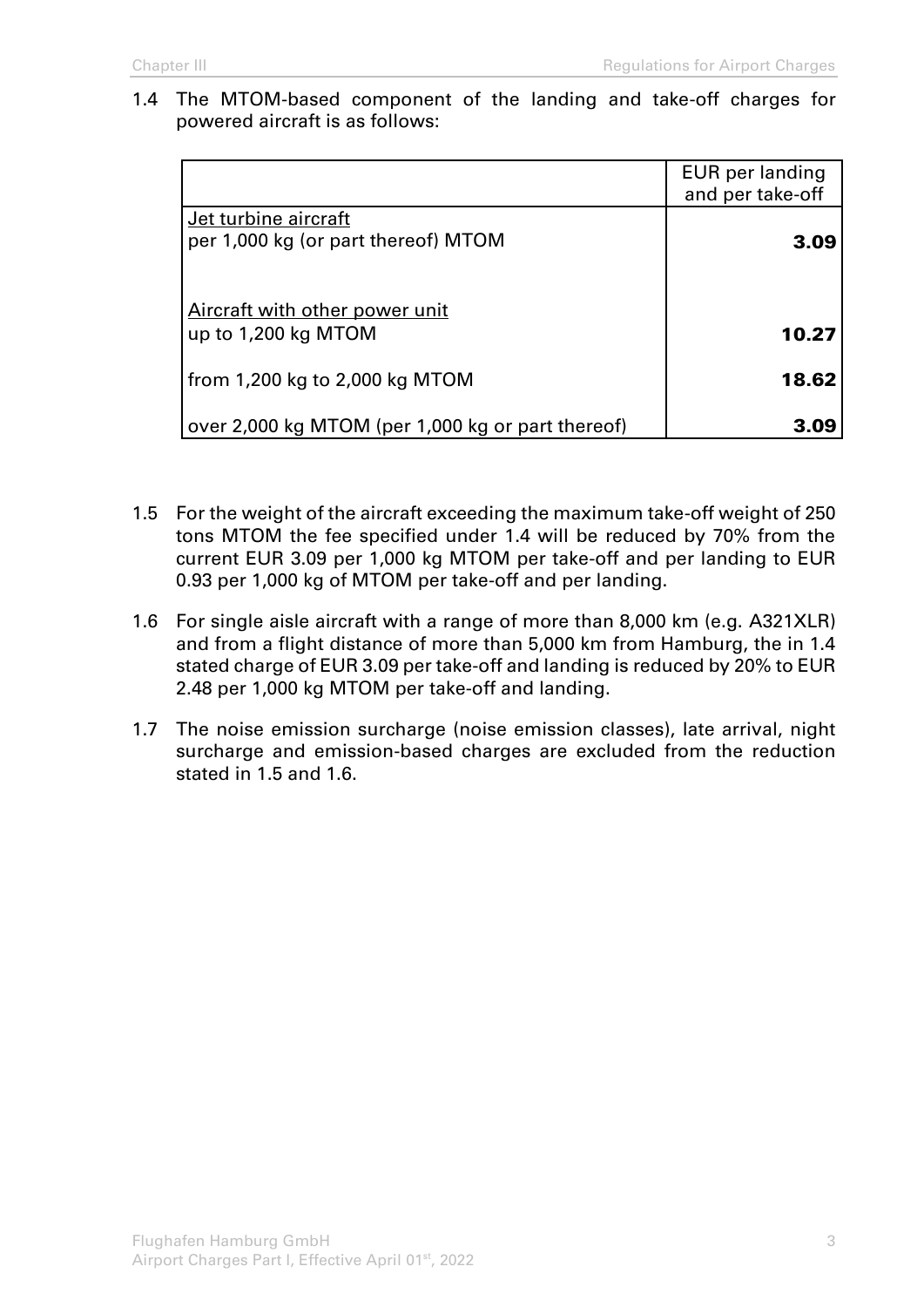1.4 The MTOM-based component of the landing and take-off charges for powered aircraft is as follows:

| | EUR per landing and per take-off |
|---|---|
| Jet turbine aircraft<br>per 1,000 kg (or part thereof) MTOM | **3.09** |
| Aircraft with other power unit<br>up to 1,200 kg MTOM | **10.27** |
| from 1,200 kg to 2,000 kg MTOM | **18.62** |
| over 2,000 kg MTOM (per 1,000 kg or part thereof) | **3.09** |

1.5 For the weight of the aircraft exceeding the maximum take-off weight of 250 tons MTOM the fee specified under 1.4 will be reduced by 70% from the current EUR 3.09 per 1,000 kg MTOM per take-off and per landing to EUR 0.93 per 1,000 kg of MTOM per take-off and per landing.

1.6 For single aisle aircraft with a range of more than 8,000 km (e.g. A321XLR) and from a flight distance of more than 5,000 km from Hamburg, the in 1.4 stated charge of EUR 3.09 per take-off and landing is reduced by 20% to EUR 2.48 per 1,000 kg MTOM per take-off and landing.

1.7 The noise emission surcharge (noise emission classes), late arrival, night surcharge and emission-based charges are excluded from the reduction stated in 1.5 and 1.6.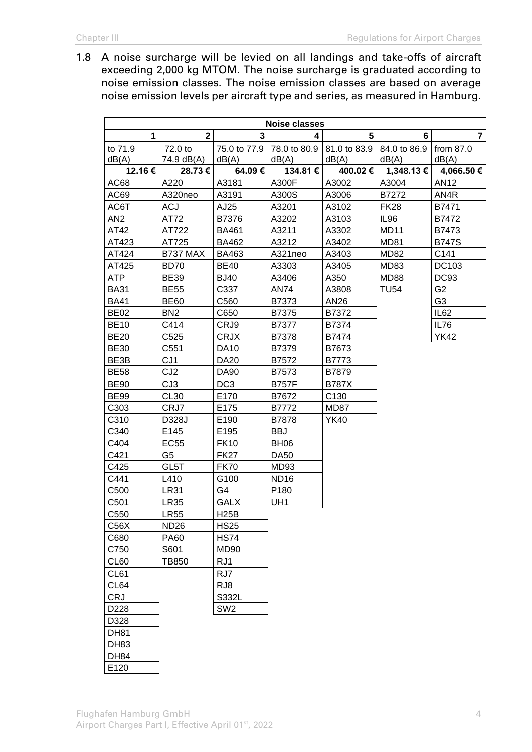1.8 A noise surcharge will be levied on all landings and take-offs of aircraft exceeding 2,000 kg MTOM. The noise surcharge is graduated according to noise emission classes. The noise emission classes are based on average noise emission levels per aircraft type and series, as measured in Hamburg.

| Noise classes | | | | | | |
|---|---|---|---|---|---|---|
| 1 | 2 | 3 | 4 | 5 | 6 | 7 |
| to 71.9 dB(A) | 72.0 to 74.9 dB(A) | 75.0 to 77.9 dB(A) | 78.0 to 80.9 dB(A) | 81.0 to 83.9 dB(A) | 84.0 to 86.9 dB(A) | from 87.0 dB(A) |
| **12.16 €** | **28.73 €** | **64.09 €** | **134.81 €** | **400.02 €** | **1,348.13 €** | **4,066.50 €** |
| AC68 | A220 | A3181 | A300F | A3002 | A3004 | AN12 |
| AC69 | A320neo | A3191 | A300S | A3006 | B7272 | AN4R |
| AC6T | ACJ | AJ25 | A3201 | A3102 | FK28 | B7471 |
| AN2 | AT72 | B7376 | A3202 | A3103 | IL96 | B7472 |
| AT42 | AT722 | BA461 | A3211 | A3302 | MD11 | B7473 |
| AT423 | AT725 | BA462 | A3212 | A3402 | MD81 | B747S |
| AT424 | B737 MAX | BA463 | A321neo | A3403 | MD82 | C141 |
| AT425 | BD70 | BE40 | A3303 | A3405 | MD83 | DC103 |
| ATP | BE39 | BJ40 | A3406 | A350 | MD88 | DC93 |
| BA31 | BE55 | C337 | AN74 | A3808 | TU54 | G2 |
| BA41 | BE60 | C560 | B7373 | AN26 | | G3 |
| BE02 | BN2 | C650 | B7375 | B7372 | | IL62 |
| BE10 | C414 | CRJ9 | B7377 | B7374 | | IL76 |
| BE20 | C525 | CRJX | B7378 | B7474 | | YK42 |
| BE30 | C551 | DA10 | B7379 | B7673 | | |
| BE3B | CJ1 | DA20 | B7572 | B7773 | | |
| BE58 | CJ2 | DA90 | B7573 | B7879 | | |
| BE90 | CJ3 | DC3 | B757F | B787X | | |
| BE99 | CL30 | E170 | B7672 | C130 | | |
| C303 | CRJ7 | E175 | B7772 | MD87 | | |
| C310 | D328J | E190 | B7878 | YK40 | | |
| C340 | E145 | E195 | BBJ | | | |
| C404 | EC55 | FK10 | BH06 | | | |
| C421 | G5 | FK27 | DA50 | | | |
| C425 | GL5T | FK70 | MD93 | | | |
| C441 | L410 | G100 | ND16 | | | |
| C500 | LR31 | G4 | P180 | | | |
| C501 | LR35 | GALX | UH1 | | | |
| C550 | LR55 | H25B | | | | |
| C56X | ND26 | HS25 | | | | |
| C680 | PA60 | HS74 | | | | |
| C750 | S601 | MD90 | | | | |
| CL60 | TB850 | RJ1 | | | | |
| CL61 | | RJ7 | | | | |
| CL64 | | RJ8 | | | | |
| CRJ | | S332L | | | | |
| D228 | | SW2 | | | | |
| D328 | | | | | | |
| DH81 | | | | | | |
| DH83 | | | | | | |
| DH84 | | | | | | |
| E120 | | | | | | |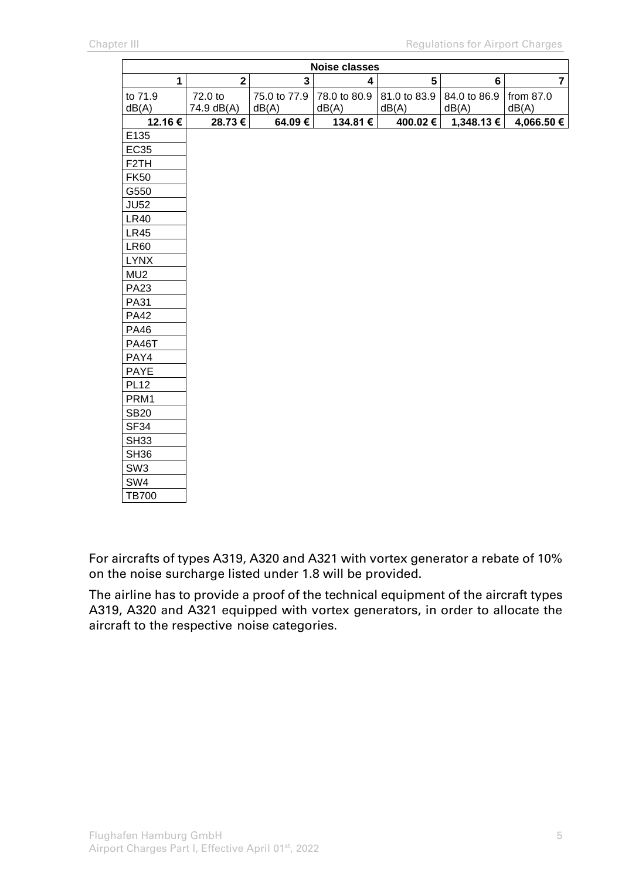| Noise classes | | | | | | |
|---|---|---|---|---|---|---|
| 1 | 2 | 3 | 4 | 5 | 6 | 7 |
| to 71.9 dB(A) | 72.0 to 74.9 dB(A) | 75.0 to 77.9 dB(A) | 78.0 to 80.9 dB(A) | 81.0 to 83.9 dB(A) | 84.0 to 86.9 dB(A) | from 87.0 dB(A) |
| **12.16 €** | **28.73 €** | **64.09 €** | **134.81 €** | **400.02 €** | **1,348.13 €** | **4,066.50 €** |
| E135 | | | | | | |
| EC35 | | | | | | |
| F2TH | | | | | | |
| FK50 | | | | | | |
| G550 | | | | | | |
| JU52 | | | | | | |
| LR40 | | | | | | |
| LR45 | | | | | | |
| LR60 | | | | | | |
| LYNX | | | | | | |
| MU2 | | | | | | |
| PA23 | | | | | | |
| PA31 | | | | | | |
| PA42 | | | | | | |
| PA46 | | | | | | |
| PA46T | | | | | | |
| PAY4 | | | | | | |
| PAYE | | | | | | |
| PL12 | | | | | | |
| PRM1 | | | | | | |
| SB20 | | | | | | |
| SF34 | | | | | | |
| SH33 | | | | | | |
| SH36 | | | | | | |
| SW3 | | | | | | |
| SW4 | | | | | | |
| TB700 | | | | | | |

For aircrafts of types A319, A320 and A321 with vortex generator a rebate of 10% on the noise surcharge listed under 1.8 will be provided.

The airline has to provide a proof of the technical equipment of the aircraft types A319, A320 and A321 equipped with vortex generators, in order to allocate the aircraft to the respective noise categories.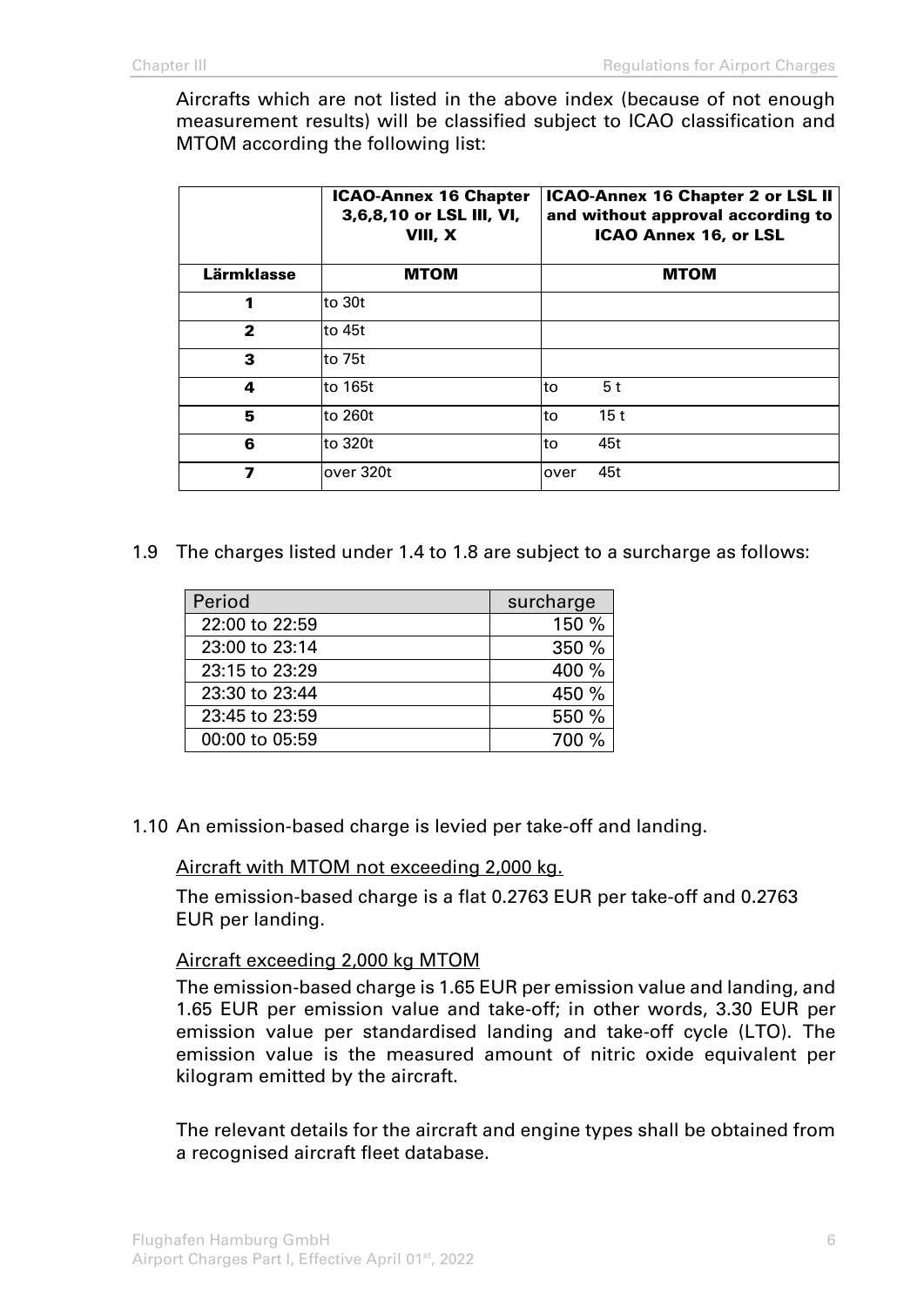Aircrafts which are not listed in the above index (because of not enough measurement results) will be classified subject to ICAO classification and MTOM according the following list:

| | **ICAO-Annex 16 Chapter 3,6,8,10 or LSL III, VI, VIII, X** | **ICAO-Annex 16 Chapter 2 or LSL II and without approval according to ICAO Annex 16, or LSL** |
|---|---|---|
| **Lärmklasse** | **MTOM** | **MTOM** |
| **1** | to 30t | |
| **2** | to 45t | |
| **3** | to 75t | |
| **4** | to 165t | to 5 t |
| **5** | to 260t | to 15 t |
| **6** | to 320t | to 45t |
| **7** | over 320t | over 45t |

1.9 The charges listed under 1.4 to 1.8 are subject to a surcharge as follows:

| Period | surcharge |
|---|---|
| 22:00 to 22:59 | 150 % |
| 23:00 to 23:14 | 350 % |
| 23:15 to 23:29 | 400 % |
| 23:30 to 23:44 | 450 % |
| 23:45 to 23:59 | 550 % |
| 00:00 to 05:59 | 700 % |

1.10 An emission-based charge is levied per take-off and landing.

<u>Aircraft with MTOM not exceeding 2,000 kg.</u>

The emission-based charge is a flat 0.2763 EUR per take-off and 0.2763 EUR per landing.

<u>Aircraft exceeding 2,000 kg MTOM</u>

The emission-based charge is 1.65 EUR per emission value and landing, and 1.65 EUR per emission value and take-off; in other words, 3.30 EUR per emission value per standardised landing and take-off cycle (LTO). The emission value is the measured amount of nitric oxide equivalent per kilogram emitted by the aircraft.

The relevant details for the aircraft and engine types shall be obtained from a recognised aircraft fleet database.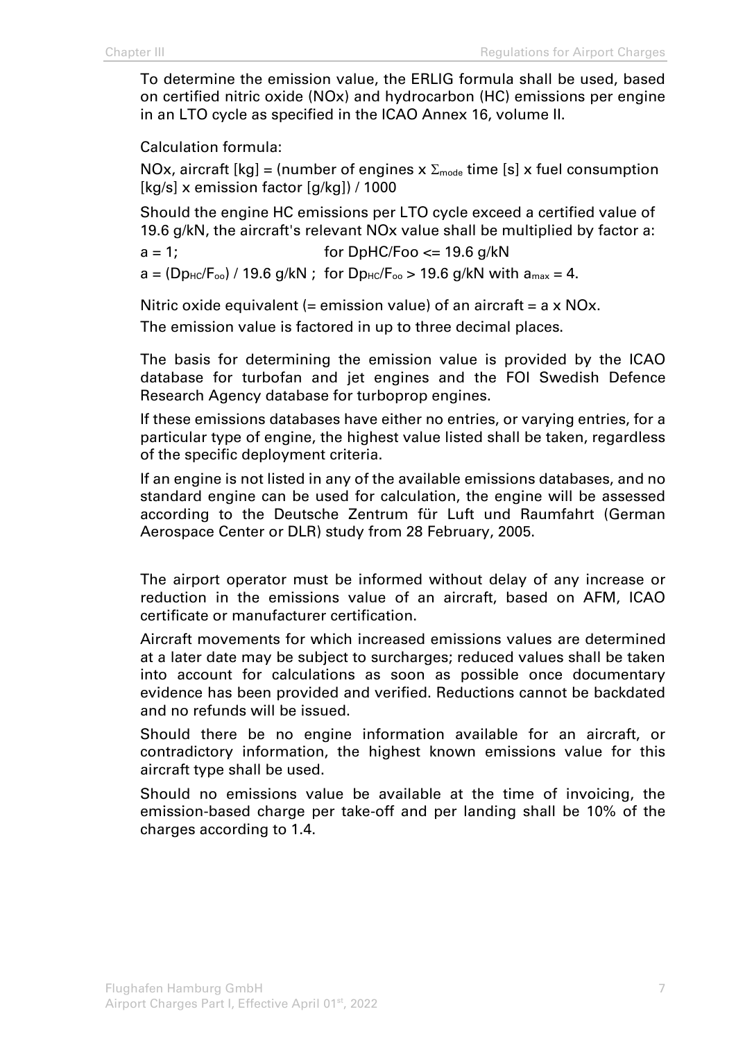To determine the emission value, the ERLIG formula shall be used, based on certified nitric oxide (NOx) and hydrocarbon (HC) emissions per engine in an LTO cycle as specified in the ICAO Annex 16, volume II.

Calculation formula:

NOx, aircraft [kg] = (number of engines x $\Sigma_{mode}$ time [s] x fuel consumption [kg/s] x emission factor [g/kg]) / 1000

Should the engine HC emissions per LTO cycle exceed a certified value of 19.6 g/kN, the aircraft's relevant NOx value shall be multiplied by factor a:

$a = 1$; for DpHC/Foo <= 19.6 g/kN

$a = (Dp_{HC}/F_{oo})$ / 19.6 g/kN ; for $Dp_{HC}/F_{oo} > 19.6$ g/kN with $a_{max} = 4$.

Nitric oxide equivalent (= emission value) of an aircraft = a x NOx.

The emission value is factored in up to three decimal places.

The basis for determining the emission value is provided by the ICAO database for turbofan and jet engines and the FOI Swedish Defence Research Agency database for turboprop engines.

If these emissions databases have either no entries, or varying entries, for a particular type of engine, the highest value listed shall be taken, regardless of the specific deployment criteria.

If an engine is not listed in any of the available emissions databases, and no standard engine can be used for calculation, the engine will be assessed according to the Deutsche Zentrum für Luft und Raumfahrt (German Aerospace Center or DLR) study from 28 February, 2005.

The airport operator must be informed without delay of any increase or reduction in the emissions value of an aircraft, based on AFM, ICAO certificate or manufacturer certification.

Aircraft movements for which increased emissions values are determined at a later date may be subject to surcharges; reduced values shall be taken into account for calculations as soon as possible once documentary evidence has been provided and verified. Reductions cannot be backdated and no refunds will be issued.

Should there be no engine information available for an aircraft, or contradictory information, the highest known emissions value for this aircraft type shall be used.

Should no emissions value be available at the time of invoicing, the emission-based charge per take-off and per landing shall be 10% of the charges according to 1.4.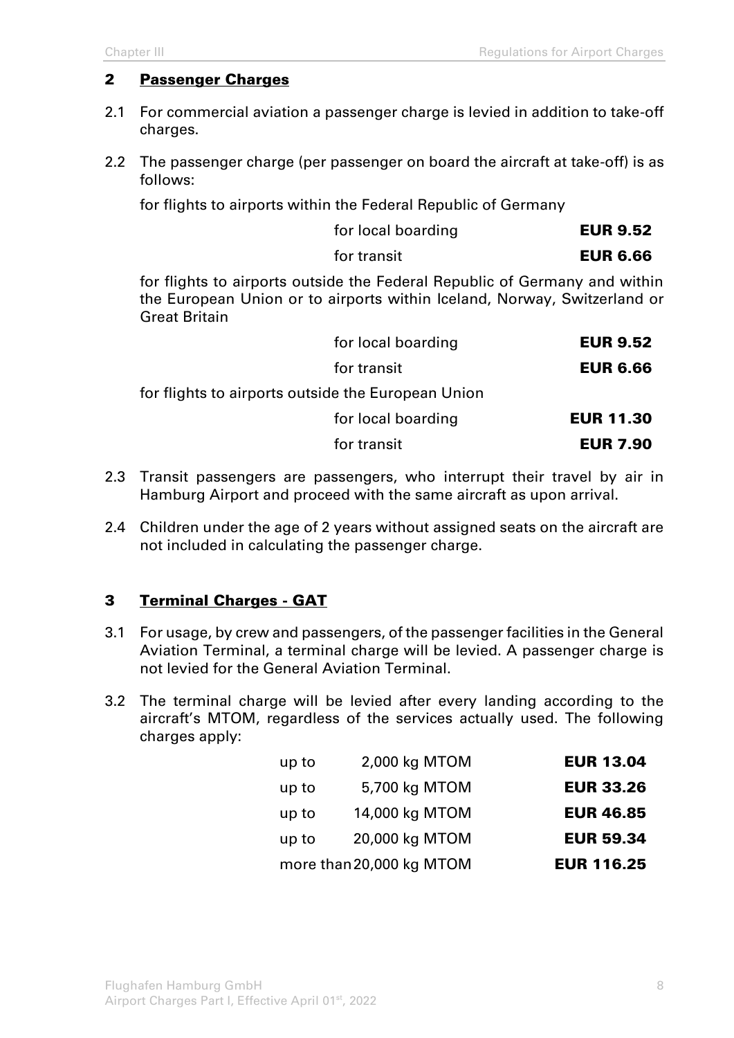## 2 Passenger Charges

2.1 For commercial aviation a passenger charge is levied in addition to take-off charges.

2.2 The passenger charge (per passenger on board the aircraft at take-off) is as follows:

for flights to airports within the Federal Republic of Germany

| | |
|---|---|
| for local boarding | **EUR 9.52** |
| for transit | **EUR 6.66** |

for flights to airports outside the Federal Republic of Germany and within the European Union or to airports within Iceland, Norway, Switzerland or Great Britain

| | |
|---|---|
| for local boarding | **EUR 9.52** |
| for transit | **EUR 6.66** |

for flights to airports outside the European Union

| | |
|---|---|
| for local boarding | **EUR 11.30** |
| for transit | **EUR 7.90** |

2.3 Transit passengers are passengers, who interrupt their travel by air in Hamburg Airport and proceed with the same aircraft as upon arrival.

2.4 Children under the age of 2 years without assigned seats on the aircraft are not included in calculating the passenger charge.

## 3 Terminal Charges - GAT

3.1 For usage, by crew and passengers, of the passenger facilities in the General Aviation Terminal, a terminal charge will be levied. A passenger charge is not levied for the General Aviation Terminal.

3.2 The terminal charge will be levied after every landing according to the aircraft's MTOM, regardless of the services actually used. The following charges apply:

| | | |
|---|---|---|
| up to | 2,000 kg MTOM | **EUR 13.04** |
| up to | 5,700 kg MTOM | **EUR 33.26** |
| up to | 14,000 kg MTOM | **EUR 46.85** |
| up to | 20,000 kg MTOM | **EUR 59.34** |
| more than | 20,000 kg MTOM | **EUR 116.25** |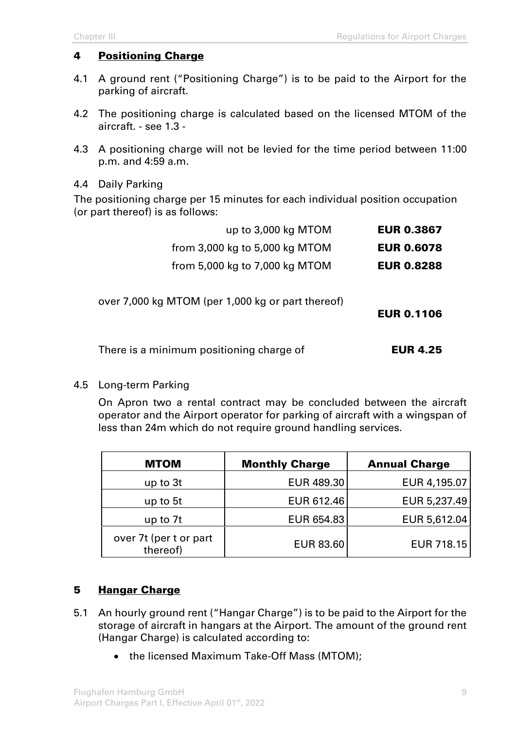## 4 Positioning Charge

4.1 A ground rent ("Positioning Charge") is to be paid to the Airport for the parking of aircraft.

4.2 The positioning charge is calculated based on the licensed MTOM of the aircraft. - see 1.3 -

4.3 A positioning charge will not be levied for the time period between 11:00 p.m. and 4:59 a.m.

4.4 Daily Parking

The positioning charge per 15 minutes for each individual position occupation (or part thereof) is as follows:

| | |
|---|---|
| up to 3,000 kg MTOM | **EUR 0.3867** |
| from 3,000 kg to 5,000 kg MTOM | **EUR 0.6078** |
| from 5,000 kg to 7,000 kg MTOM | **EUR 0.8288** |
| over 7,000 kg MTOM (per 1,000 kg or part thereof) | **EUR 0.1106** |

There is a minimum positioning charge of **EUR 4.25**

4.5 Long-term Parking

On Apron two a rental contract may be concluded between the aircraft operator and the Airport operator for parking of aircraft with a wingspan of less than 24m which do not require ground handling services.

| MTOM | Monthly Charge | Annual Charge |
|---|---|---|
| up to 3t | EUR 489.30 | EUR 4,195.07 |
| up to 5t | EUR 612.46 | EUR 5,237.49 |
| up to 7t | EUR 654.83 | EUR 5,612.04 |
| over 7t (per t or part thereof) | EUR 83.60 | EUR 718.15 |

## 5 Hangar Charge

5.1 An hourly ground rent ("Hangar Charge") is to be paid to the Airport for the storage of aircraft in hangars at the Airport. The amount of the ground rent (Hangar Charge) is calculated according to:

- the licensed Maximum Take-Off Mass (MTOM);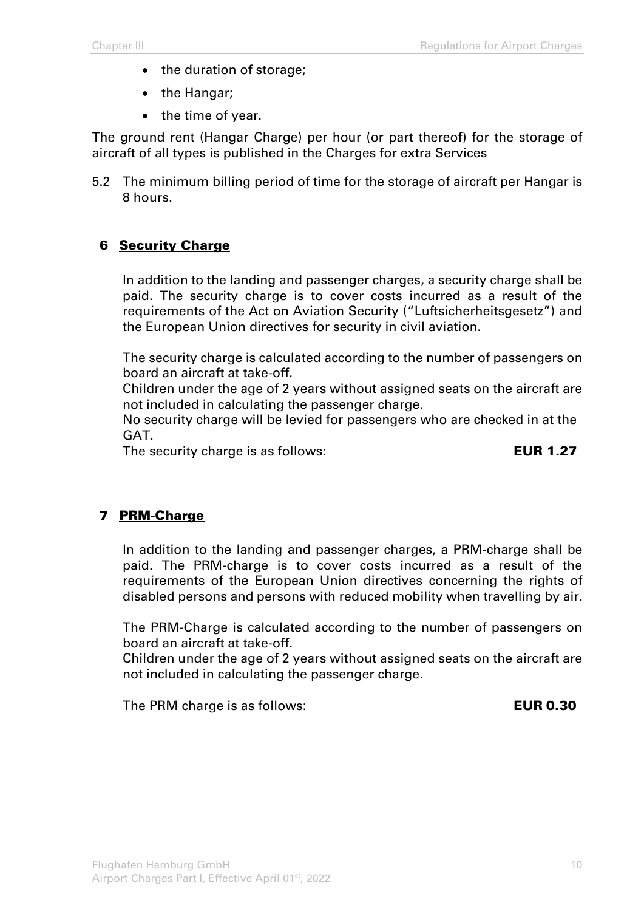- the duration of storage;
- the Hangar;
- the time of year.

The ground rent (Hangar Charge) per hour (or part thereof) for the storage of aircraft of all types is published in the Charges for extra Services

5.2 The minimum billing period of time for the storage of aircraft per Hangar is 8 hours.

## 6 Security Charge

In addition to the landing and passenger charges, a security charge shall be paid. The security charge is to cover costs incurred as a result of the requirements of the Act on Aviation Security ("Luftsicherheitsgesetz") and the European Union directives for security in civil aviation.

The security charge is calculated according to the number of passengers on board an aircraft at take-off.
Children under the age of 2 years without assigned seats on the aircraft are not included in calculating the passenger charge.
No security charge will be levied for passengers who are checked in at the GAT.
The security charge is as follows: **EUR 1.27**

## 7 PRM-Charge

In addition to the landing and passenger charges, a PRM-charge shall be paid. The PRM-charge is to cover costs incurred as a result of the requirements of the European Union directives concerning the rights of disabled persons and persons with reduced mobility when travelling by air.

The PRM-Charge is calculated according to the number of passengers on board an aircraft at take-off.
Children under the age of 2 years without assigned seats on the aircraft are not included in calculating the passenger charge.

The PRM charge is as follows: **EUR 0.30**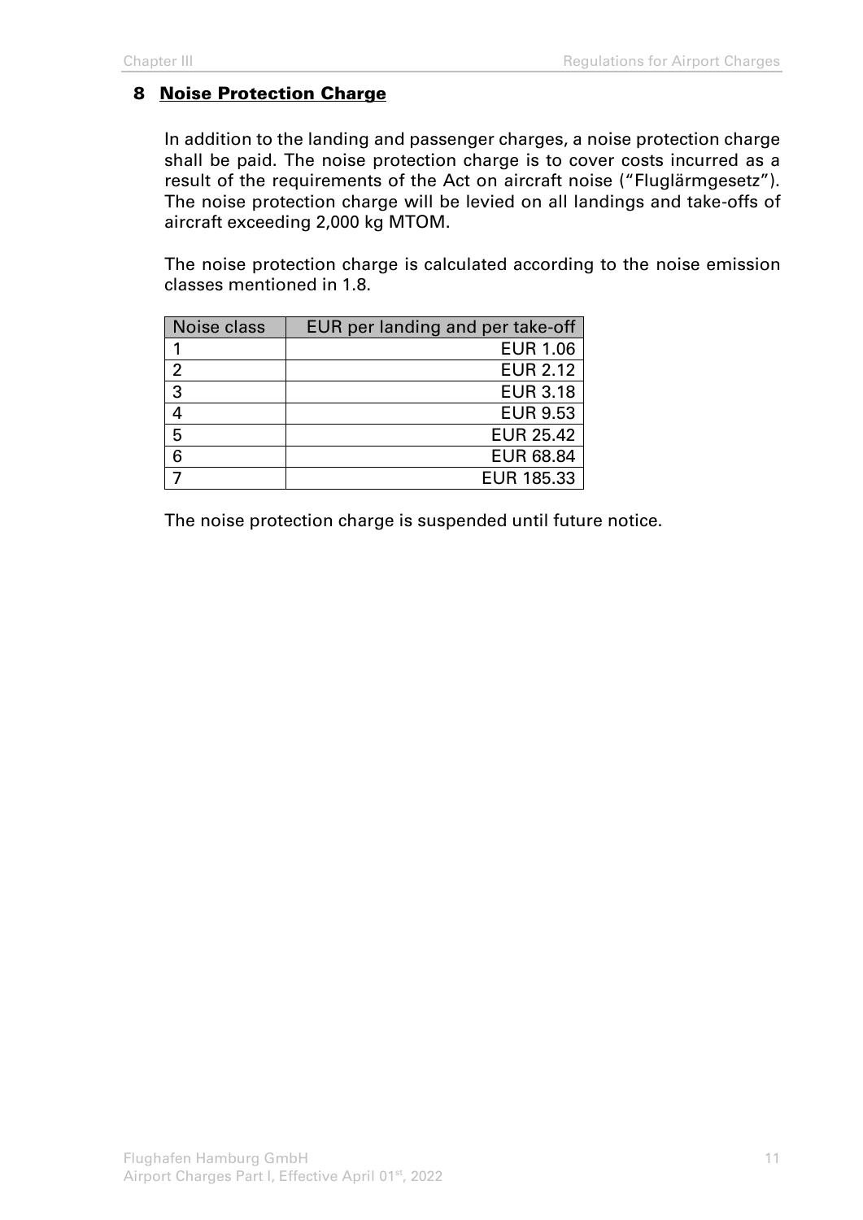## 8 Noise Protection Charge

In addition to the landing and passenger charges, a noise protection charge shall be paid. The noise protection charge is to cover costs incurred as a result of the requirements of the Act on aircraft noise ("Fluglärmgesetz"). The noise protection charge will be levied on all landings and take-offs of aircraft exceeding 2,000 kg MTOM.

The noise protection charge is calculated according to the noise emission classes mentioned in 1.8.

| Noise class | EUR per landing and per take-off |
|---|---|
| 1 | EUR 1.06 |
| 2 | EUR 2.12 |
| 3 | EUR 3.18 |
| 4 | EUR 9.53 |
| 5 | EUR 25.42 |
| 6 | EUR 68.84 |
| 7 | EUR 185.33 |

The noise protection charge is suspended until future notice.